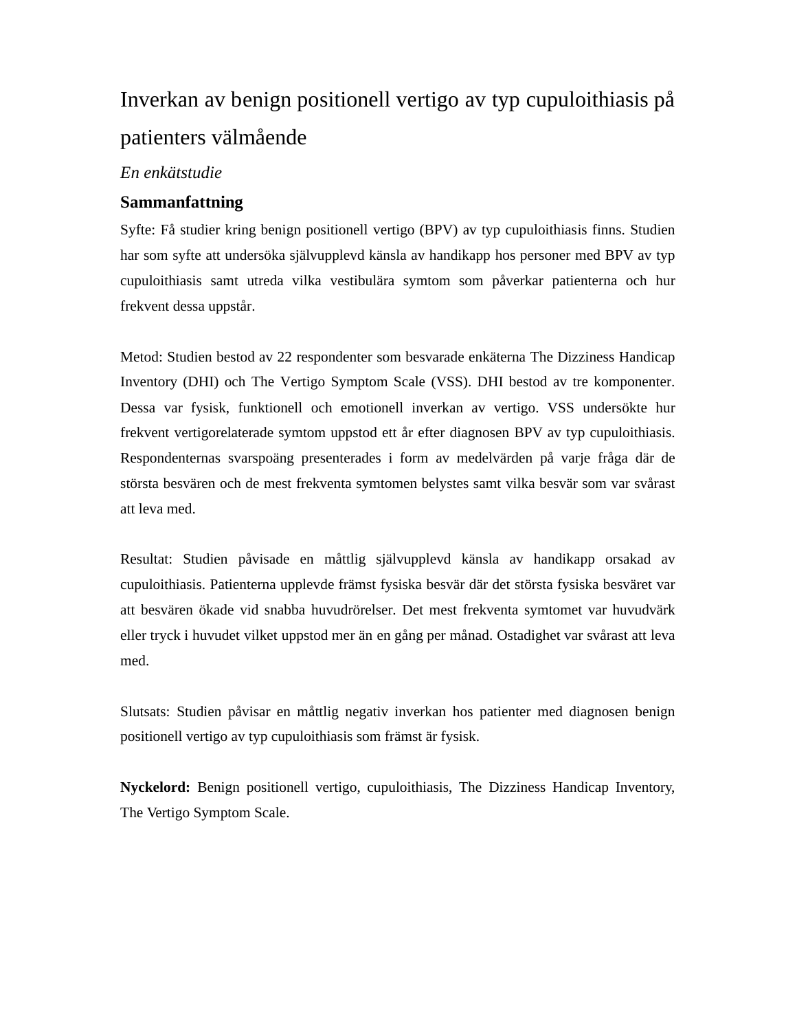# Inverkan av benign positionell vertigo av typ cupuloithiasis på patienters välmående

*En enkätstudie*

## Sammanfattning

Syfte: Få studier kring benign positionell vertigo (BPV) av typ cupuloithiasis finns. Studien har som syfte att undersöka självupplevd känsla av handikapp hos personer med BPV av typ cupuloithiasis samt utreda vilka vestibulära symtom som påverkar patienterna och hur frekvent dessa uppstår.

Metod: Studien bestod av 22 respondenter som besvarade enkäterna The Dizziness Handicap Inventory (DHI) och The Vertigo Symptom Scale (VSS). DHI bestod av tre komponenter. Dessa var fysisk, funktionell och emotionell inverkan av vertigo. VSS undersökte hur frekvent vertigorelaterade symtom uppstod ett år efter diagnosen BPV av typ cupuloithiasis. Respondenternas svarspoäng presenterades i form av medelvärden på varje fråga där de största besvären och de mest frekventa symtomen belystes samt vilka besvär som var svårast att leva med.

Resultat: Studien påvisade en måttlig självupplevd känsla av handikapp orsakad av cupuloithiasis. Patienterna upplevde främst fysiska besvär där det största fysiska besväret var att besvären ökade vid snabba huvudrörelser. Det mest frekventa symtomet var huvudvärk eller tryck i huvudet vilket uppstod mer än en gång per månad. Ostadighet var svårast att leva med.

Slutsats: Studien påvisar en måttlig negativ inverkan hos patienter med diagnosen benign positionell vertigo av typ cupuloithiasis som främst är fysisk.

**Nyckelord:** Benign positionell vertigo, cupuloithiasis, The Dizziness Handicap Inventory, The Vertigo Symptom Scale.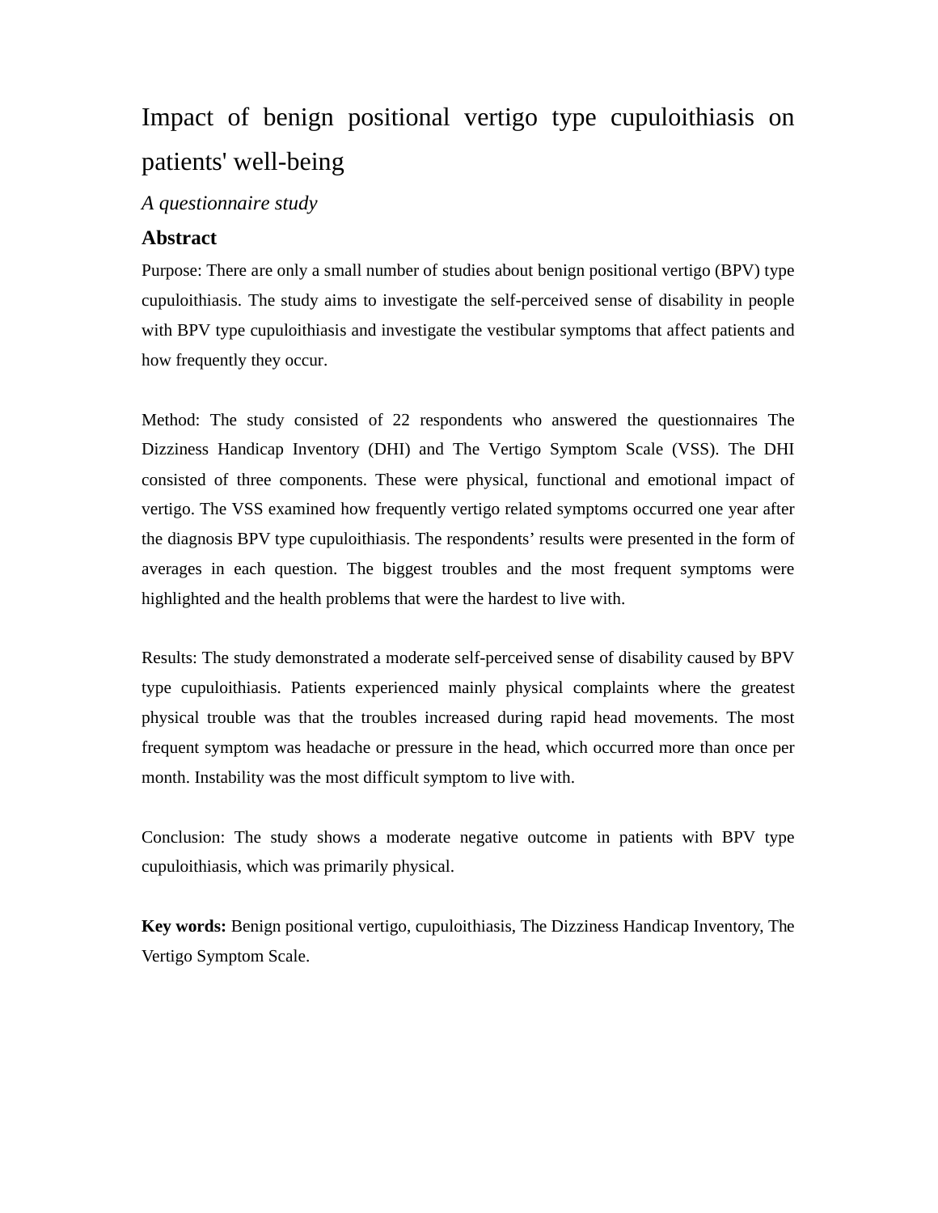# Impact of benign positional vertigo type cupuloithiasis on patients' well-being

*A questionnaire study*

## Abstract

Purpose: There are only a small number of studies about benign positional vertigo (BPV) type cupuloithiasis. The study aims to investigate the self-perceived sense of disability in people with BPV type cupuloithiasis and investigate the vestibular symptoms that affect patients and how frequently they occur.

Method: The study consisted of 22 respondents who answered the questionnaires The Dizziness Handicap Inventory (DHI) and The Vertigo Symptom Scale (VSS). The DHI consisted of three components. These were physical, functional and emotional impact of vertigo. The VSS examined how frequently vertigo related symptoms occurred one year after the diagnosis BPV type cupuloithiasis. The respondents' results were presented in the form of averages in each question. The biggest troubles and the most frequent symptoms were highlighted and the health problems that were the hardest to live with.

Results: The study demonstrated a moderate self-perceived sense of disability caused by BPV type cupuloithiasis. Patients experienced mainly physical complaints where the greatest physical trouble was that the troubles increased during rapid head movements. The most frequent symptom was headache or pressure in the head, which occurred more than once per month. Instability was the most difficult symptom to live with.

Conclusion: The study shows a moderate negative outcome in patients with BPV type cupuloithiasis, which was primarily physical.

**Key words:** Benign positional vertigo, cupuloithiasis, The Dizziness Handicap Inventory, The Vertigo Symptom Scale.